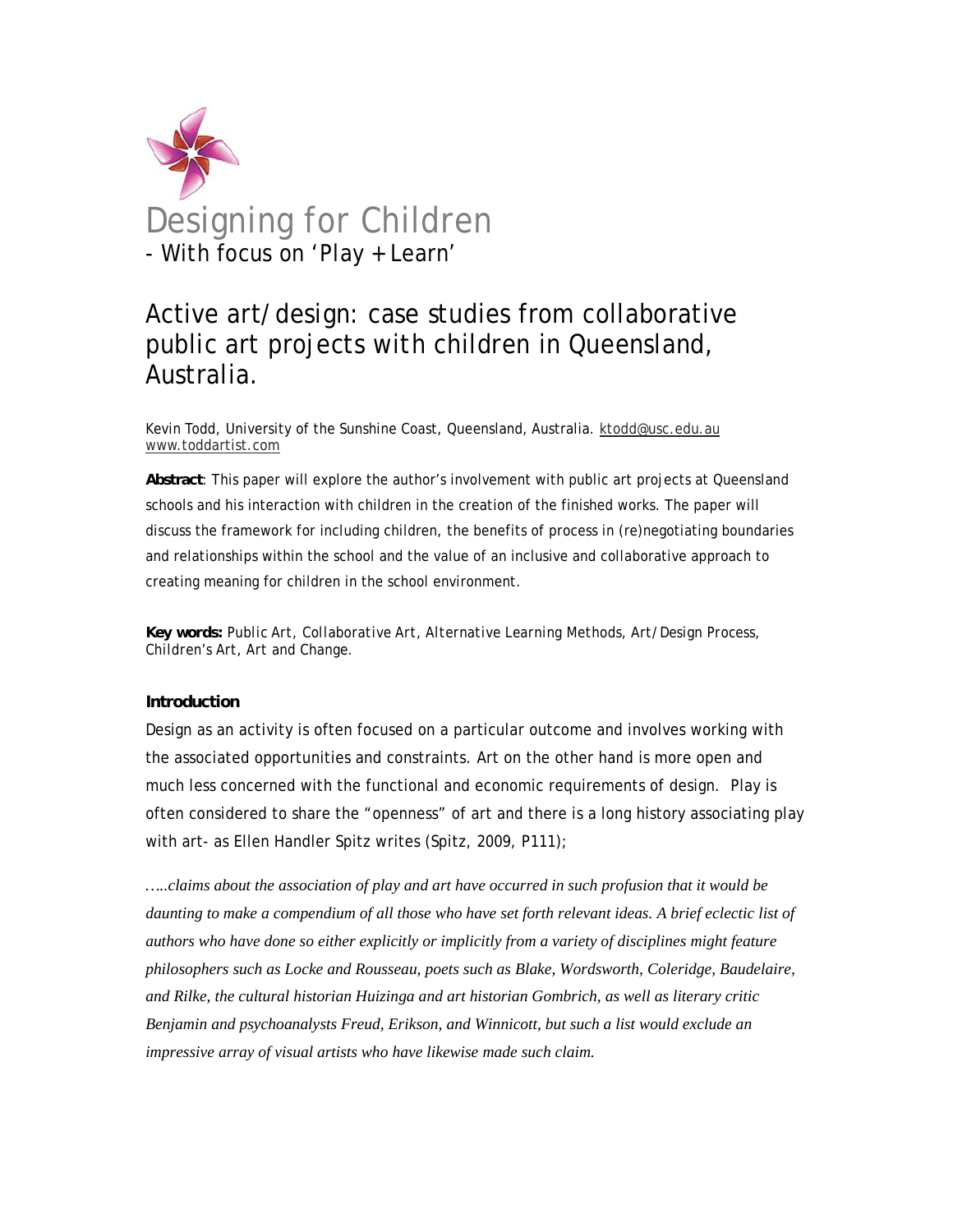# Designing for Children

- With focus on 'Play + Learn'

## Active art/design: case studies from collaborative public art projects with children in Queensland, Australia.

Kevin Todd, University of the Sunshine Coast, Queensland, Australia. ktodd@usc.edu.au
www.toddartist.com

**Abstract**: This paper will explore the author's involvement with public art projects at Queensland schools and his interaction with children in the creation of the finished works. The paper will discuss the framework for including children, the benefits of process in (re)negotiating boundaries and relationships within the school and the value of an inclusive and collaborative approach to creating meaning for children in the school environment.

**Key words:** Public Art, Collaborative Art, Alternative Learning Methods, Art/Design Process, Children's Art, Art and Change.

### Introduction

Design as an activity is often focused on a particular outcome and involves working with the associated opportunities and constraints. Art on the other hand is more open and much less concerned with the functional and economic requirements of design. Play is often considered to share the "openness" of art and there is a long history associating play with art- as Ellen Handler Spitz writes (Spitz, 2009, P111);

*…..claims about the association of play and art have occurred in such profusion that it would be daunting to make a compendium of all those who have set forth relevant ideas. A brief eclectic list of authors who have done so either explicitly or implicitly from a variety of disciplines might feature philosophers such as Locke and Rousseau, poets such as Blake, Wordsworth, Coleridge, Baudelaire, and Rilke, the cultural historian Huizinga and art historian Gombrich, as well as literary critic Benjamin and psychoanalysts Freud, Erikson, and Winnicott, but such a list would exclude an impressive array of visual artists who have likewise made such claim.*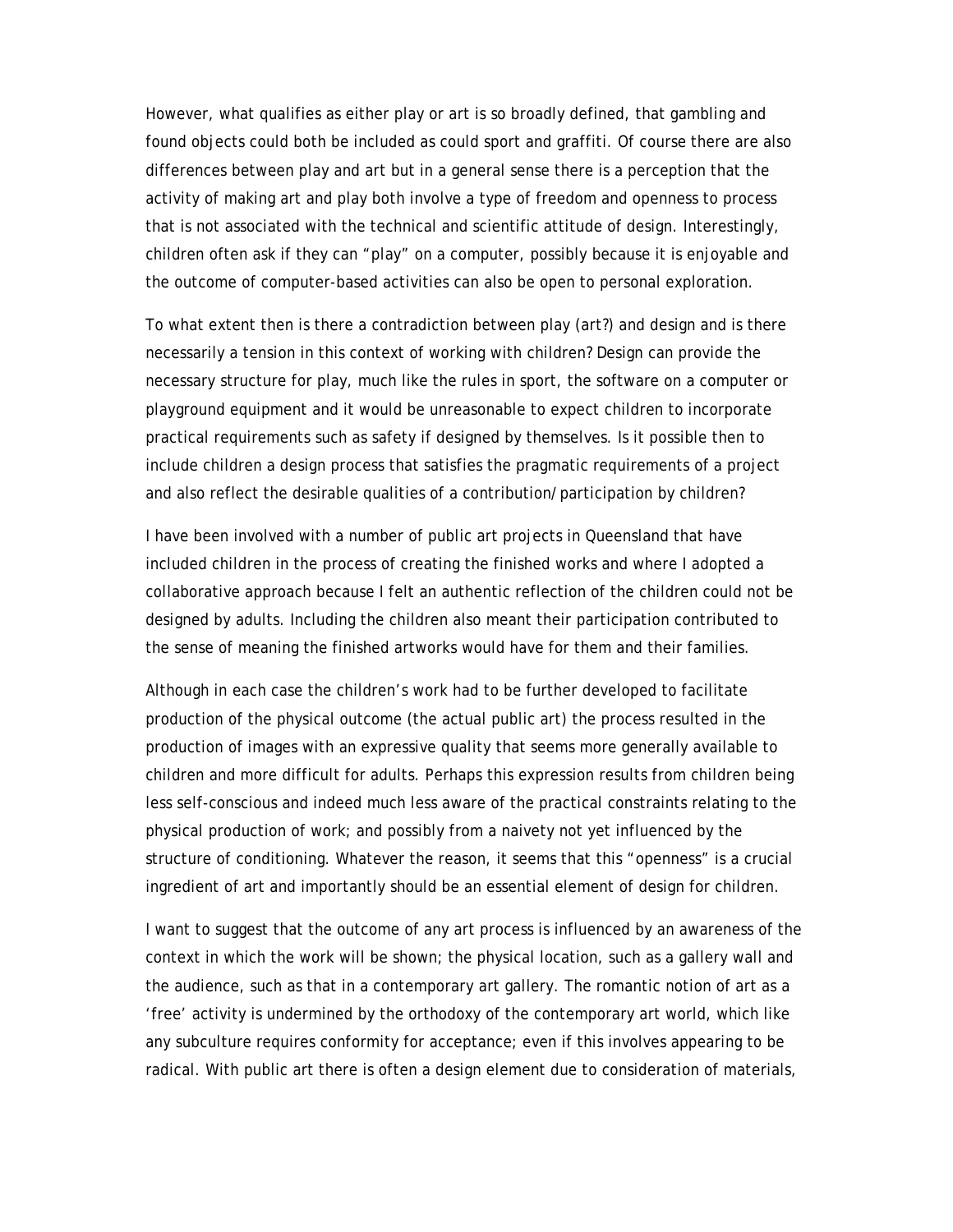However, what qualifies as either play or art is so broadly defined, that gambling and found objects could both be included as could sport and graffiti. Of course there are also differences between play and art but in a general sense there is a perception that the activity of making art and play both involve a type of freedom and openness to process that is not associated with the technical and scientific attitude of design. Interestingly, children often ask if they can "play" on a computer, possibly because it is enjoyable and the outcome of computer-based activities can also be open to personal exploration.

To what extent then is there a contradiction between play (art?) and design and is there necessarily a tension in this context of working with children? Design can provide the necessary structure for play, much like the rules in sport, the software on a computer or playground equipment and it would be unreasonable to expect children to incorporate practical requirements such as safety if designed by themselves. Is it possible then to include children a design process that satisfies the pragmatic requirements of a project and also reflect the desirable qualities of a contribution/participation by children?

I have been involved with a number of public art projects in Queensland that have included children in the process of creating the finished works and where I adopted a collaborative approach because I felt an authentic reflection of the children could not be designed by adults. Including the children also meant their participation contributed to the sense of meaning the finished artworks would have for them and their families.

Although in each case the children's work had to be further developed to facilitate production of the physical outcome (the actual public art) the process resulted in the production of images with an expressive quality that seems more generally available to children and more difficult for adults. Perhaps this expression results from children being less self-conscious and indeed much less aware of the practical constraints relating to the physical production of work; and possibly from a naivety not yet influenced by the structure of conditioning. Whatever the reason, it seems that this "openness" is a crucial ingredient of art and importantly should be an essential element of design for children.

I want to suggest that the outcome of any art process is influenced by an awareness of the context in which the work will be shown; the physical location, such as a gallery wall and the audience, such as that in a contemporary art gallery. The romantic notion of art as a 'free' activity is undermined by the orthodoxy of the contemporary art world, which like any subculture requires conformity for acceptance; even if this involves appearing to be radical. With public art there is often a design element due to consideration of materials,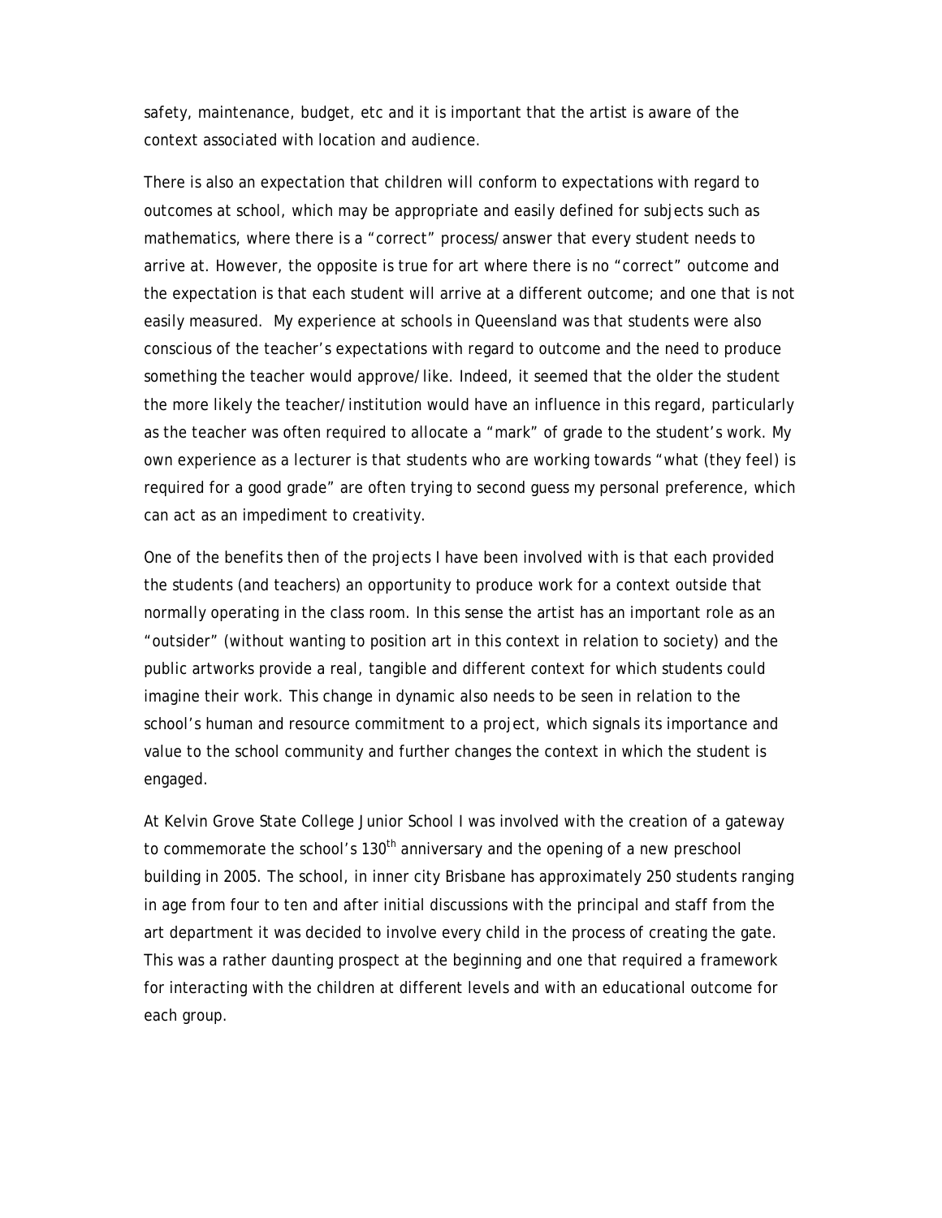safety, maintenance, budget, etc and it is important that the artist is aware of the context associated with location and audience.

There is also an expectation that children will conform to expectations with regard to outcomes at school, which may be appropriate and easily defined for subjects such as mathematics, where there is a "correct" process/answer that every student needs to arrive at. However, the opposite is true for art where there is no "correct" outcome and the expectation is that each student will arrive at a different outcome; and one that is not easily measured. My experience at schools in Queensland was that students were also conscious of the teacher's expectations with regard to outcome and the need to produce something the teacher would approve/like. Indeed, it seemed that the older the student the more likely the teacher/institution would have an influence in this regard, particularly as the teacher was often required to allocate a "mark" of grade to the student's work. My own experience as a lecturer is that students who are working towards "what (they feel) is required for a good grade" are often trying to second guess my personal preference, which can act as an impediment to creativity.

One of the benefits then of the projects I have been involved with is that each provided the students (and teachers) an opportunity to produce work for a context outside that normally operating in the class room. In this sense the artist has an important role as an "outsider" (without wanting to position art in this context in relation to society) and the public artworks provide a real, tangible and different context for which students could imagine their work. This change in dynamic also needs to be seen in relation to the school's human and resource commitment to a project, which signals its importance and value to the school community and further changes the context in which the student is engaged.

At Kelvin Grove State College Junior School I was involved with the creation of a gateway to commemorate the school's 130th anniversary and the opening of a new preschool building in 2005. The school, in inner city Brisbane has approximately 250 students ranging in age from four to ten and after initial discussions with the principal and staff from the art department it was decided to involve every child in the process of creating the gate. This was a rather daunting prospect at the beginning and one that required a framework for interacting with the children at different levels and with an educational outcome for each group.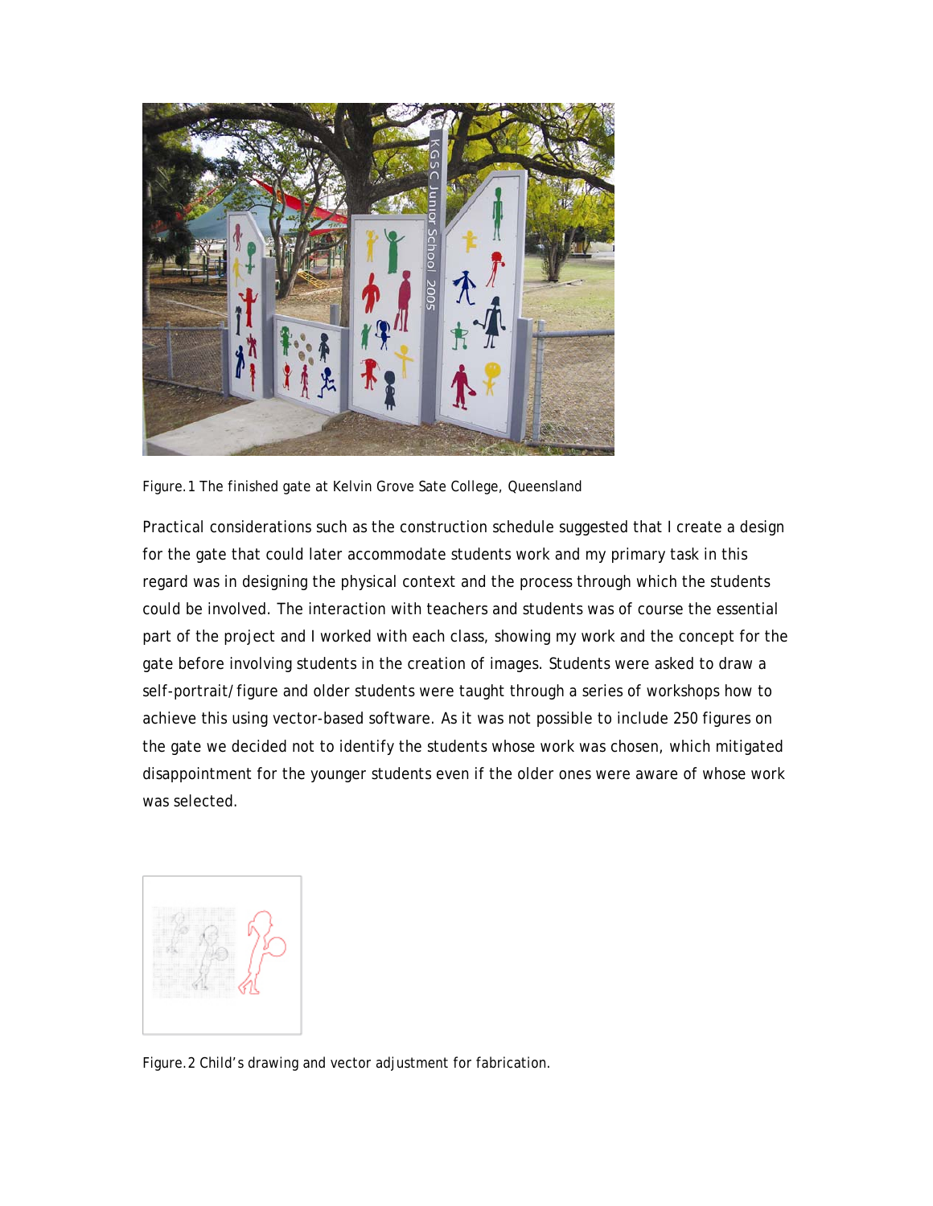Figure.1 The finished gate at Kelvin Grove Sate College, Queensland

Practical considerations such as the construction schedule suggested that I create a design for the gate that could later accommodate students work and my primary task in this regard was in designing the physical context and the process through which the students could be involved. The interaction with teachers and students was of course the essential part of the project and I worked with each class, showing my work and the concept for the gate before involving students in the creation of images. Students were asked to draw a self-portrait/figure and older students were taught through a series of workshops how to achieve this using vector-based software. As it was not possible to include 250 figures on the gate we decided not to identify the students whose work was chosen, which mitigated disappointment for the younger students even if the older ones were aware of whose work was selected.

Figure.2 Child's drawing and vector adjustment for fabrication.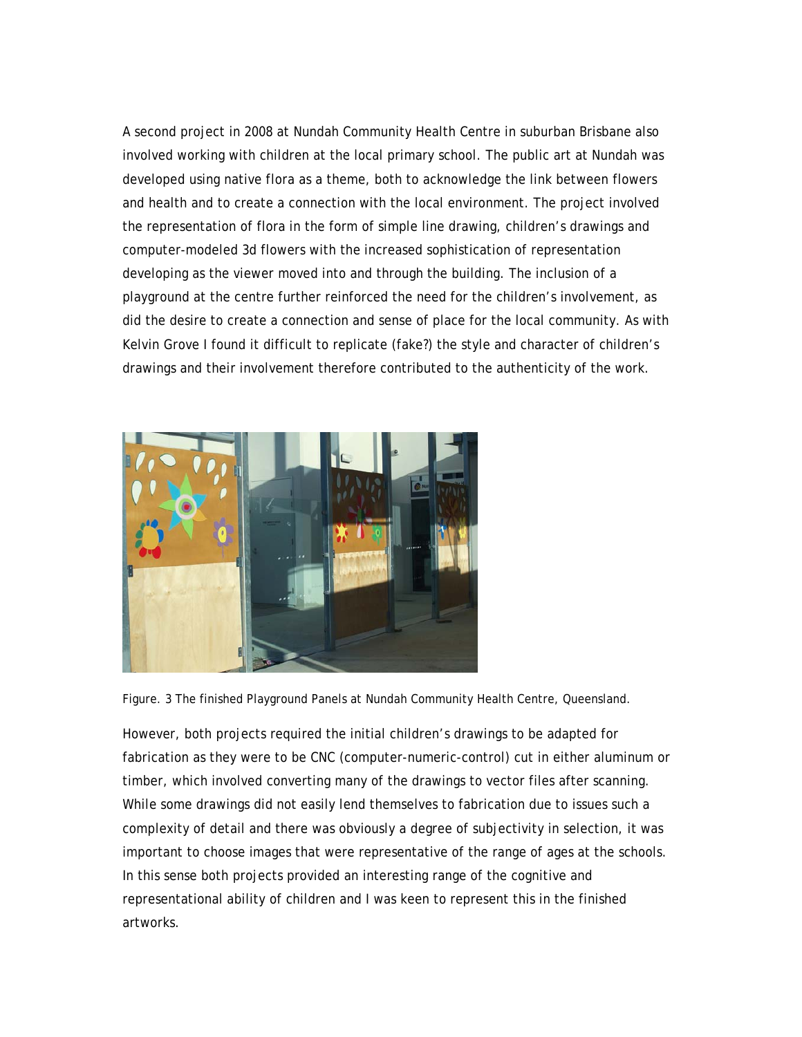A second project in 2008 at Nundah Community Health Centre in suburban Brisbane also involved working with children at the local primary school. The public art at Nundah was developed using native flora as a theme, both to acknowledge the link between flowers and health and to create a connection with the local environment. The project involved the representation of flora in the form of simple line drawing, children's drawings and computer-modeled 3d flowers with the increased sophistication of representation developing as the viewer moved into and through the building. The inclusion of a playground at the centre further reinforced the need for the children's involvement, as did the desire to create a connection and sense of place for the local community. As with Kelvin Grove I found it difficult to replicate (fake?) the style and character of children's drawings and their involvement therefore contributed to the authenticity of the work.

Figure. 3 The finished Playground Panels at Nundah Community Health Centre, Queensland.

However, both projects required the initial children's drawings to be adapted for fabrication as they were to be CNC (computer-numeric-control) cut in either aluminum or timber, which involved converting many of the drawings to vector files after scanning. While some drawings did not easily lend themselves to fabrication due to issues such a complexity of detail and there was obviously a degree of subjectivity in selection, it was important to choose images that were representative of the range of ages at the schools. In this sense both projects provided an interesting range of the cognitive and representational ability of children and I was keen to represent this in the finished artworks.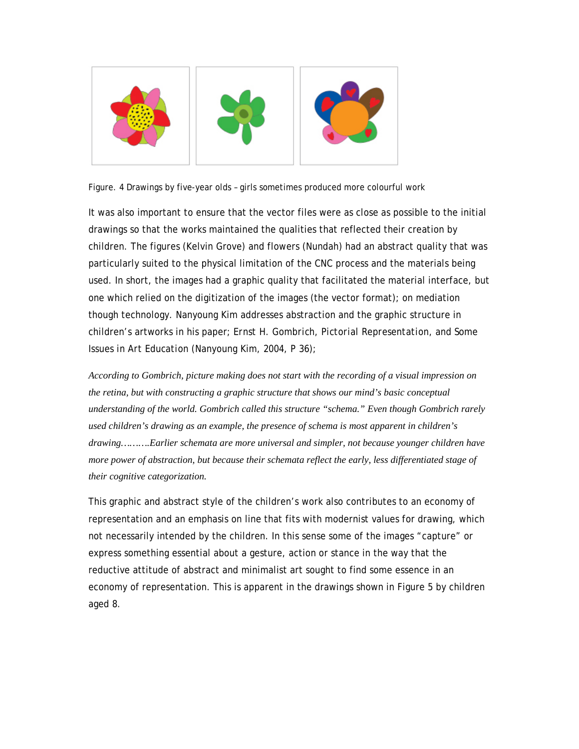Figure. 4 Drawings by five-year olds – girls sometimes produced more colourful work

It was also important to ensure that the vector files were as close as possible to the initial drawings so that the works maintained the qualities that reflected their creation by children. The figures (Kelvin Grove) and flowers (Nundah) had an abstract quality that was particularly suited to the physical limitation of the CNC process and the materials being used. In short, the images had a graphic quality that facilitated the material interface, but one which relied on the digitization of the images (the vector format); on mediation though technology. Nanyoung Kim addresses abstraction and the graphic structure in children's artworks in his paper; Ernst H. Gombrich, *Pictorial Representation*, and Some Issues in Art Education (Nanyoung Kim, 2004, P 36);

*According to Gombrich, picture making does not start with the recording of a visual impression on the retina, but with constructing a graphic structure that shows our mind's basic conceptual understanding of the world. Gombrich called this structure "schema." Even though Gombrich rarely used children's drawing as an example, the presence of schema is most apparent in children's drawing……….Earlier schemata are more universal and simpler, not because younger children have more power of abstraction, but because their schemata reflect the early, less differentiated stage of their cognitive categorization.*

This graphic and abstract style of the children's work also contributes to an economy of representation and an emphasis on line that fits with modernist values for drawing, which not necessarily intended by the children. In this sense some of the images "capture" or express something essential about a gesture, action or stance in the way that the reductive attitude of abstract and minimalist art sought to find some essence in an economy of representation. This is apparent in the drawings shown in Figure 5 by children aged 8.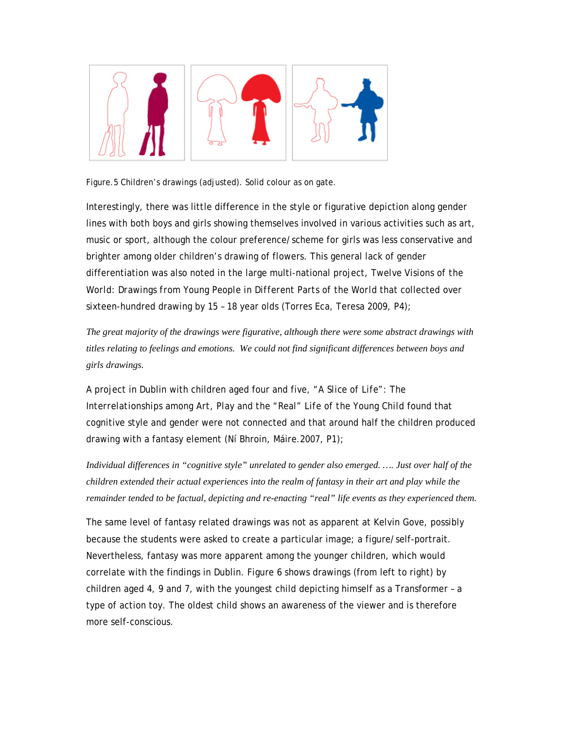Figure.5 Children's drawings (adjusted). Solid colour as on gate.

Interestingly, there was little difference in the style or figurative depiction along gender lines with both boys and girls showing themselves involved in various activities such as art, music or sport, although the colour preference/scheme for girls was less conservative and brighter among older children's drawing of flowers. This general lack of gender differentiation was also noted in the large multi-national project, Twelve Visions of the World: Drawings from Young People in Different Parts of the World that collected over sixteen-hundred drawing by 15 – 18 year olds (Torres Eca, Teresa 2009, P4);

*The great majority of the drawings were figurative, although there were some abstract drawings with titles relating to feelings and emotions. We could not find significant differences between boys and girls drawings.*

A project in Dublin with children aged four and five, "A Slice of Life": The Interrelationships among Art, Play and the "Real" Life of the Young Child found that cognitive style and gender were not connected and that around half the children produced drawing with a fantasy element (Ní Bhroin, Máire.2007, P1);

*Individual differences in "cognitive style" unrelated to gender also emerged. …. Just over half of the children extended their actual experiences into the realm of fantasy in their art and play while the remainder tended to be factual, depicting and re-enacting "real" life events as they experienced them.*

The same level of fantasy related drawings was not as apparent at Kelvin Gove, possibly because the students were asked to create a particular image; a figure/self-portrait. Nevertheless, fantasy was more apparent among the younger children, which would correlate with the findings in Dublin. Figure 6 shows drawings (from left to right) by children aged 4, 9 and 7, with the youngest child depicting himself as a Transformer – a type of action toy. The oldest child shows an awareness of the viewer and is therefore more self-conscious.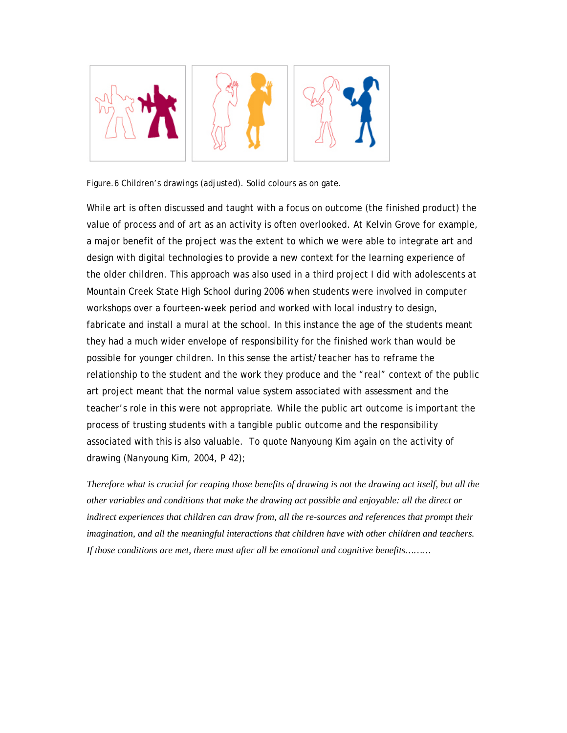Figure. 6 Children's drawings (adjusted). Solid colours as on gate.

While art is often discussed and taught with a focus on outcome (the finished product) the value of process and of art as an activity is often overlooked. At Kelvin Grove for example, a major benefit of the project was the extent to which we were able to integrate art and design with digital technologies to provide a new context for the learning experience of the older children. This approach was also used in a third project I did with adolescents at Mountain Creek State High School during 2006 when students were involved in computer workshops over a fourteen-week period and worked with local industry to design, fabricate and install a mural at the school. In this instance the age of the students meant they had a much wider envelope of responsibility for the finished work than would be possible for younger children. In this sense the artist/teacher has to reframe the relationship to the student and the work they produce and the "real" context of the public art project meant that the normal value system associated with assessment and the teacher's role in this were not appropriate. While the public art outcome is important the process of trusting students with a tangible public outcome and the responsibility associated with this is also valuable. To quote Nanyoung Kim again on the activity of drawing (Nanyoung Kim, 2004, P 42);

*Therefore what is crucial for reaping those benefits of drawing is not the drawing act itself, but all the other variables and conditions that make the drawing act possible and enjoyable: all the direct or indirect experiences that children can draw from, all the re-sources and references that prompt their imagination, and all the meaningful interactions that children have with other children and teachers. If those conditions are met, there must after all be emotional and cognitive benefits………*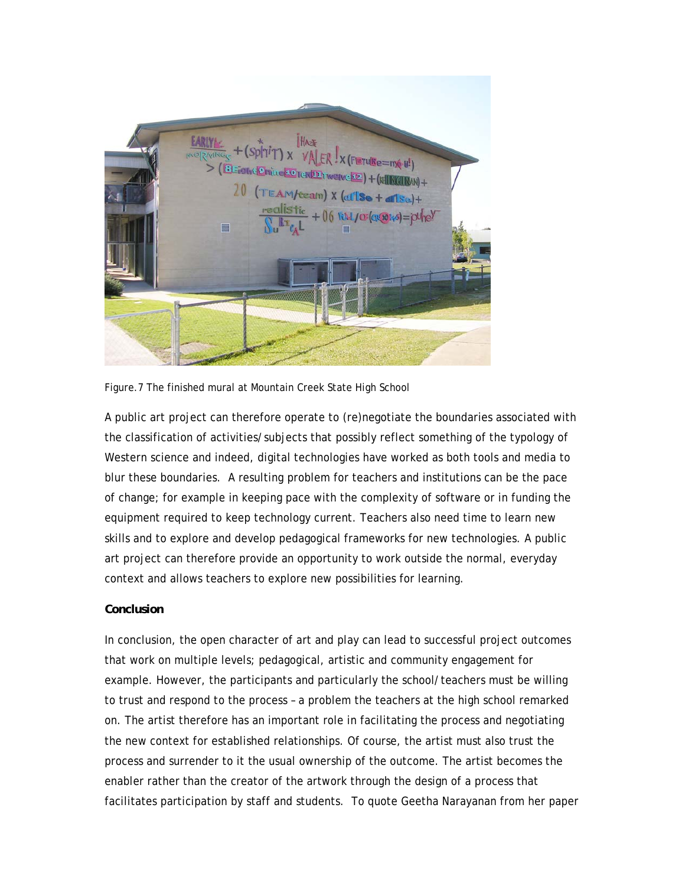Figure.7 The finished mural at Mountain Creek State High School

A public art project can therefore operate to (re)negotiate the boundaries associated with the classification of activities/subjects that possibly reflect something of the typology of Western science and indeed, digital technologies have worked as both tools and media to blur these boundaries. A resulting problem for teachers and institutions can be the pace of change; for example in keeping pace with the complexity of software or in funding the equipment required to keep technology current. Teachers also need time to learn new skills and to explore and develop pedagogical frameworks for new technologies. A public art project can therefore provide an opportunity to work outside the normal, everyday context and allows teachers to explore new possibilities for learning.

**Conclusion**

In conclusion, the open character of art and play can lead to successful project outcomes that work on multiple levels; pedagogical, artistic and community engagement for example. However, the participants and particularly the school/teachers must be willing to trust and respond to the process – a problem the teachers at the high school remarked on. The artist therefore has an important role in facilitating the process and negotiating the new context for established relationships. Of course, the artist must also trust the process and surrender to it the usual ownership of the outcome. The artist becomes the enabler rather than the creator of the artwork through the design of a process that facilitates participation by staff and students. To quote Geetha Narayanan from her paper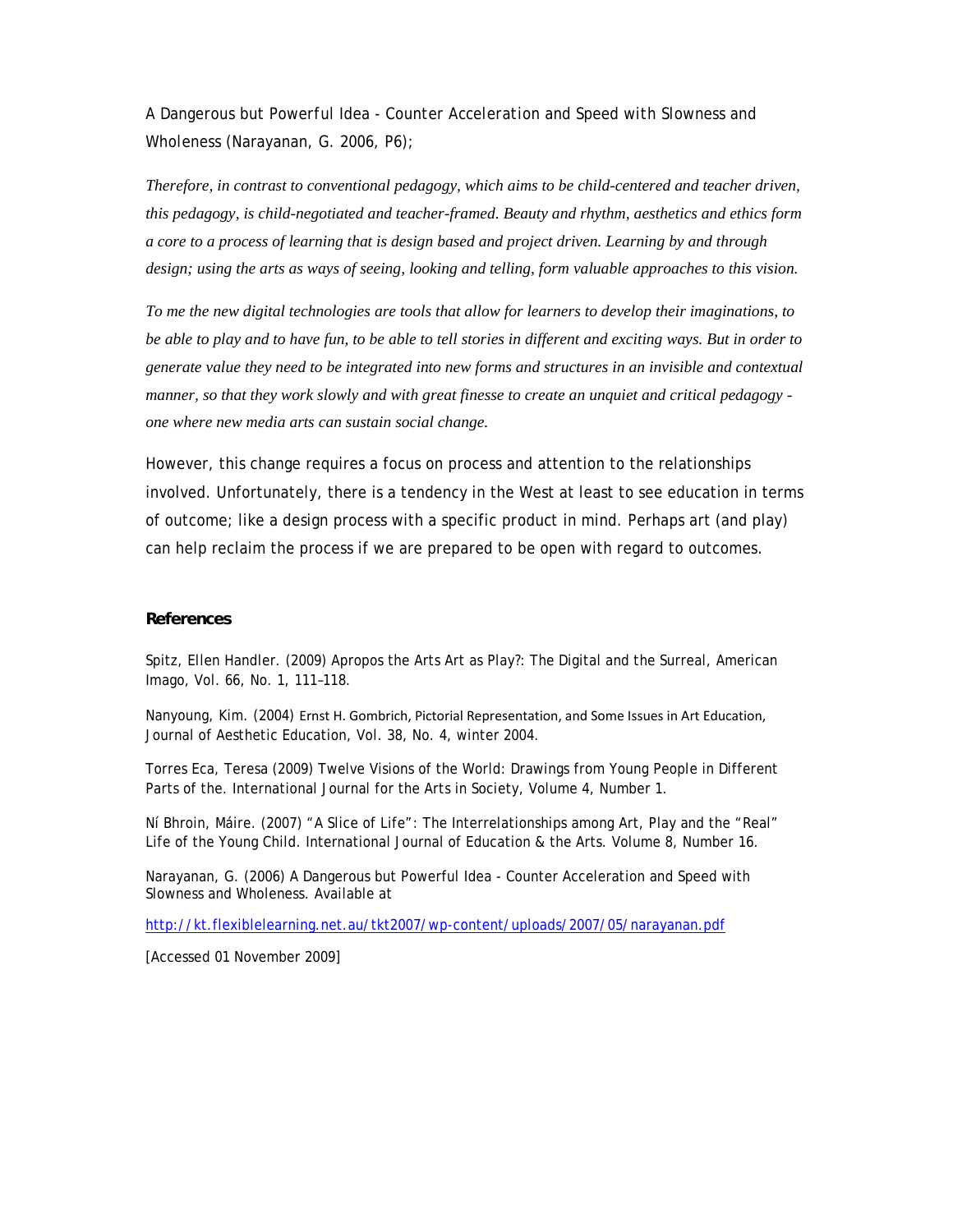A Dangerous but Powerful Idea - Counter Acceleration and Speed with Slowness and Wholeness (Narayanan, G. 2006, P6);

*Therefore, in contrast to conventional pedagogy, which aims to be child-centered and teacher driven, this pedagogy, is child-negotiated and teacher-framed. Beauty and rhythm, aesthetics and ethics form a core to a process of learning that is design based and project driven. Learning by and through design; using the arts as ways of seeing, looking and telling, form valuable approaches to this vision.*

*To me the new digital technologies are tools that allow for learners to develop their imaginations, to be able to play and to have fun, to be able to tell stories in different and exciting ways. But in order to generate value they need to be integrated into new forms and structures in an invisible and contextual manner, so that they work slowly and with great finesse to create an unquiet and critical pedagogy - one where new media arts can sustain social change.*

However, this change requires a focus on process and attention to the relationships involved. Unfortunately, there is a tendency in the West at least to see education in terms of outcome; like a design process with a specific product in mind. Perhaps art (and play) can help reclaim the process if we are prepared to be open with regard to outcomes.

## References

Spitz, Ellen Handler. (2009) Apropos the Arts Art as Play?: The Digital and the Surreal, American Imago, Vol. 66, No. 1, 111–118.

Nanyoung, Kim. (2004) Ernst H. Gombrich, Pictorial Representation, and Some Issues in Art Education, Journal of Aesthetic Education, Vol. 38, No. 4, winter 2004.

Torres Eca, Teresa (2009) Twelve Visions of the World: Drawings from Young People in Different Parts of the. International Journal for the Arts in Society, Volume 4, Number 1.

Ní Bhroin, Máire. (2007) "A Slice of Life": The Interrelationships among Art, Play and the "Real" Life of the Young Child. International Journal of Education & the Arts. Volume 8, Number 16.

Narayanan, G. (2006) A Dangerous but Powerful Idea - Counter Acceleration and Speed with Slowness and Wholeness. Available at

http://kt.flexiblelearning.net.au/tkt2007/wp-content/uploads/2007/05/narayanan.pdf

[Accessed 01 November 2009]